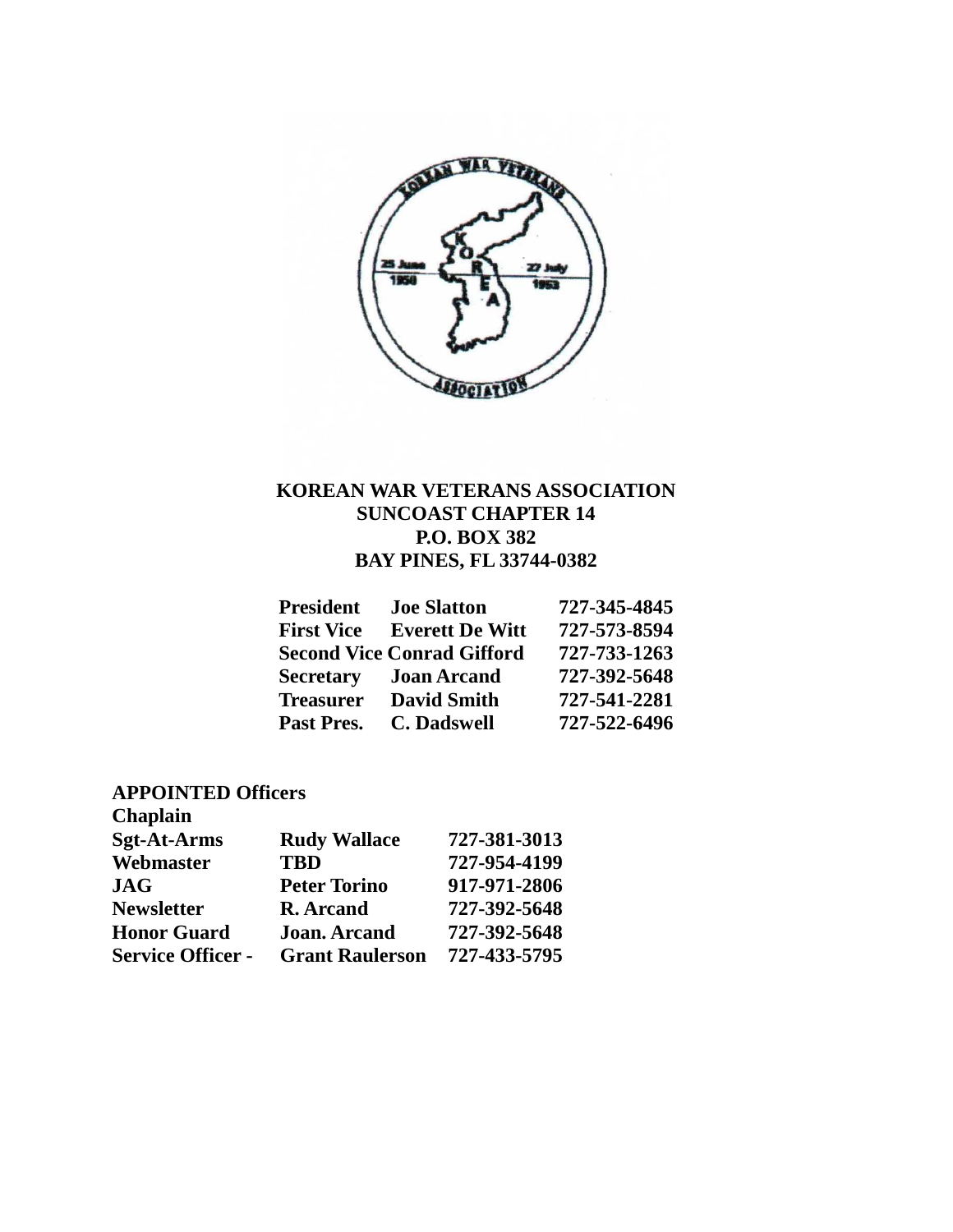**KOREAN WAR VETERANS ASSOCIATION**
**SUNCOAST CHAPTER 14**
**P.O. BOX 382**
**BAY PINES, FL 33744-0382**

| | | |
|---|---|---|
| **President** | **Joe Slatton** | **727-345-4845** |
| **First Vice** | **Everett De Witt** | **727-573-8594** |
| **Second Vice** | **Conrad Gifford** | **727-733-1263** |
| **Secretary** | **Joan Arcand** | **727-392-5648** |
| **Treasurer** | **David Smith** | **727-541-2281** |
| **Past Pres.** | **C. Dadswell** | **727-522-6496** |

**APPOINTED Officers**

| | | |
|---|---|---|
| **Chaplain** | | |
| **Sgt-At-Arms** | **Rudy Wallace** | **727-381-3013** |
| **Webmaster** | **TBD** | **727-954-4199** |
| **JAG** | **Peter Torino** | **917-971-2806** |
| **Newsletter** | **R. Arcand** | **727-392-5648** |
| **Honor Guard** | **Joan. Arcand** | **727-392-5648** |
| **Service Officer -** | **Grant Raulerson** | **727-433-5795** |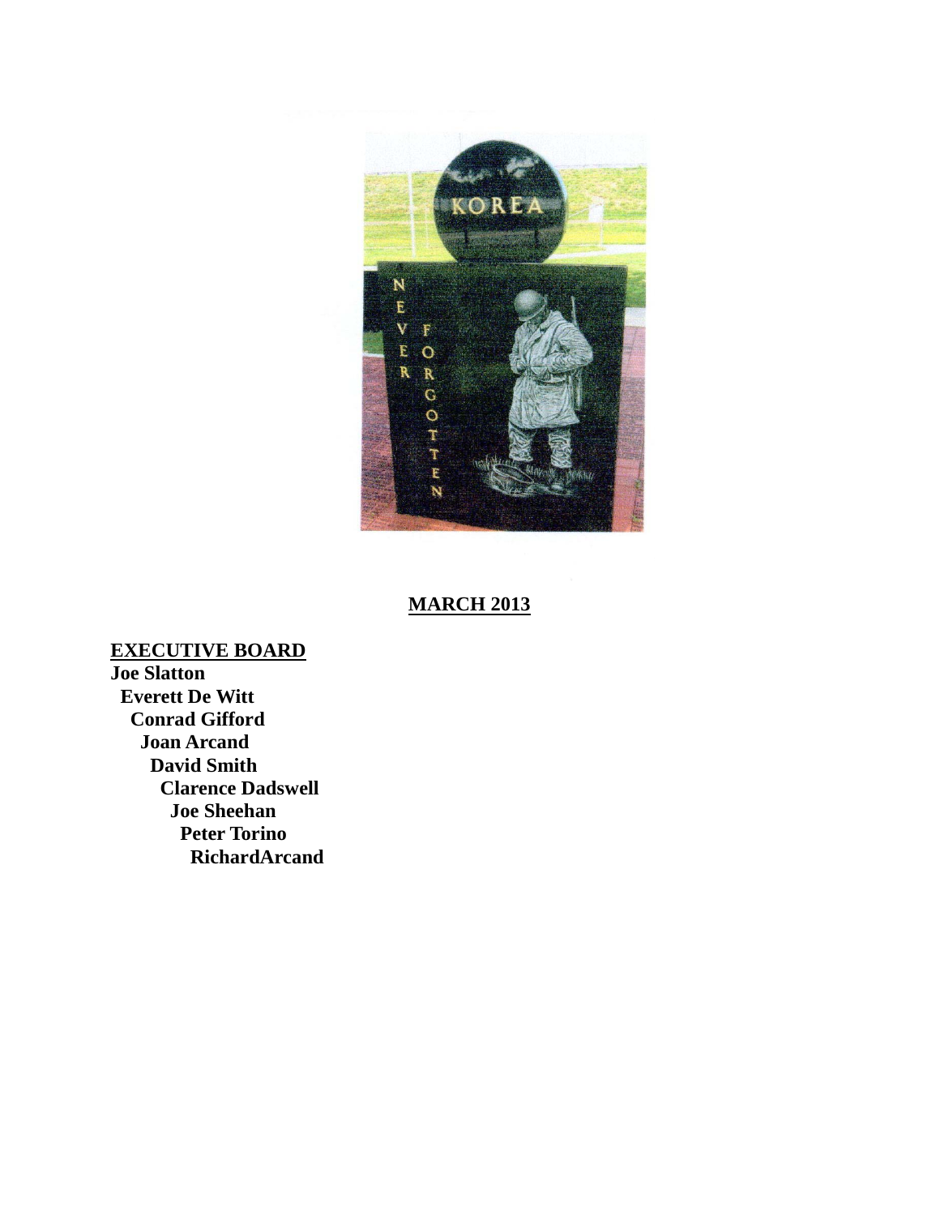**MARCH 2013**

**EXECUTIVE BOARD**

**Joe Slatton**
**Everett De Witt**
**Conrad Gifford**
**Joan Arcand**
**David Smith**
**Clarence Dadswell**
**Joe Sheehan**
**Peter Torino**
**RichardArcand**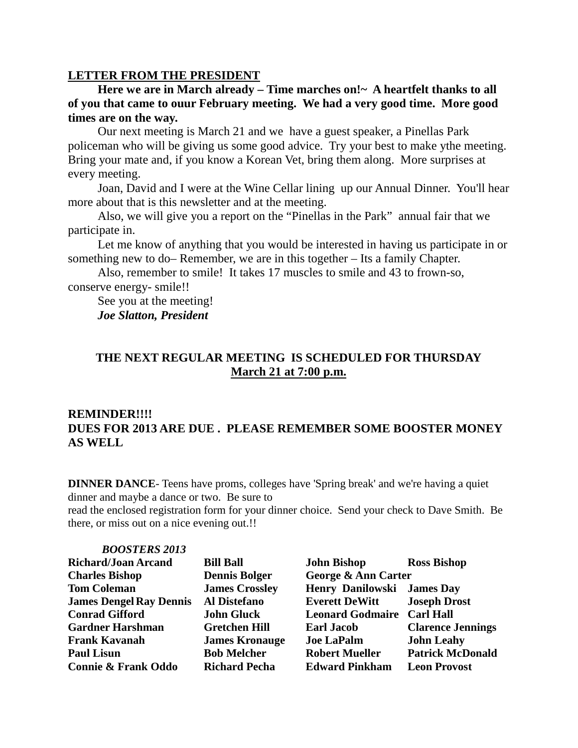## LETTER FROM THE PRESIDENT

**Here we are in March already – Time marches on!~ A heartfelt thanks to all of you that came to ouur February meeting. We had a very good time. More good times are on the way.**

Our next meeting is March 21 and we have a guest speaker, a Pinellas Park policeman who will be giving us some good advice. Try your best to make ythe meeting. Bring your mate and, if you know a Korean Vet, bring them along. More surprises at every meeting.

Joan, David and I were at the Wine Cellar lining up our Annual Dinner. You'll hear more about that is this newsletter and at the meeting.

Also, we will give you a report on the "Pinellas in the Park" annual fair that we participate in.

Let me know of anything that you would be interested in having us participate in or something new to do– Remember, we are in this together – Its a family Chapter.

Also, remember to smile! It takes 17 muscles to smile and 43 to frown-so, conserve energy- smile!!

See you at the meeting!

***Joe Slatton, President***

**THE NEXT REGULAR MEETING IS SCHEDULED FOR THURSDAY March 21 at 7:00 p.m.**

**REMINDER!!!!**
**DUES FOR 2013 ARE DUE . PLEASE REMEMBER SOME BOOSTER MONEY AS WELL**

**DINNER DANCE**- Teens have proms, colleges have 'Spring break' and we're having a quiet dinner and maybe a dance or two. Be sure to read the enclosed registration form for your dinner choice. Send your check to Dave Smith. Be there, or miss out on a nice evening out.!!

***BOOSTERS 2013***

| | | | |
|---|---|---|---|
| **Richard/Joan Arcand** | **Bill Ball** | **John Bishop** | **Ross Bishop** |
| **Charles Bishop** | **Dennis Bolger** | **George & Ann Carter** | |
| **Tom Coleman** | **James Crossley** | **Henry Danilowski** | **James Day** |
| **James Dengel Ray Dennis** | **Al Distefano** | **Everett DeWitt** | **Joseph Drost** |
| **Conrad Gifford** | **John Gluck** | **Leonard Godmaire** | **Carl Hall** |
| **Gardner Harshman** | **Gretchen Hill** | **Earl Jacob** | **Clarence Jennings** |
| **Frank Kavanah** | **James Kronauge** | **Joe LaPalm** | **John Leahy** |
| **Paul Lisun** | **Bob Melcher** | **Robert Mueller** | **Patrick McDonald** |
| **Connie & Frank Oddo** | **Richard Pecha** | **Edward Pinkham** | **Leon Provost** |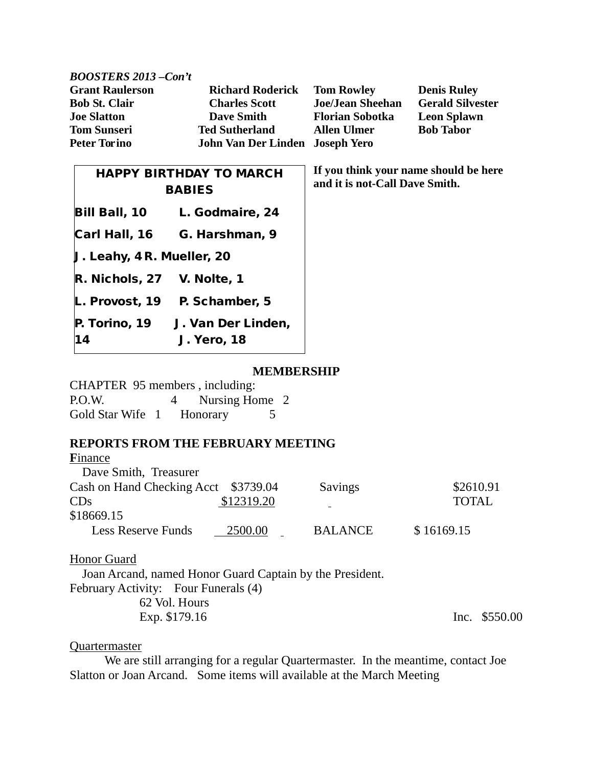*BOOSTERS 2013 –Con't*

| | | | |
|---|---|---|---|
| **Grant Raulerson** | **Richard Roderick** | **Tom Rowley** | **Denis Ruley** |
| **Bob St. Clair** | **Charles Scott** | **Joe/Jean Sheehan** | **Gerald Silvester** |
| **Joe Slatton** | **Dave Smith** | **Florian Sobotka** | **Leon Splawn** |
| **Tom Sunseri** | **Ted Sutherland** | **Allen Ulmer** | **Bob Tabor** |
| **Peter Torino** | **John Van Der Linden** | **Joseph Yero** | |

**If you think your name should be here and it is not-Call Dave Smith.**

**HAPPY BIRTHDAY TO MARCH BABIES**

**Bill Ball, 10 L. Godmaire, 24**

**Carl Hall, 16 G. Harshman, 9**

**J. Leahy, 4 R. Mueller, 20**

**R. Nichols, 27 V. Nolte, 1**

**L. Provost, 19 P. Schamber, 5**

**P. Torino, 19 J. Van Der Linden, 14 J. Yero, 18**

**MEMBERSHIP**

CHAPTER 95 members , including:
P.O.W. 4 Nursing Home 2
Gold Star Wife 1 Honorary 5

**REPORTS FROM THE FEBRUARY MEETING**

**F**inance

Dave Smith, Treasurer

Cash on Hand Checking Acct $3739.04 Savings $2610.91
CDs $12319.20 TOTAL $18669.15
Less Reserve Funds 2500.00 BALANCE $ 16169.15

Honor Guard

Joan Arcand, named Honor Guard Captain by the President.
February Activity: Four Funerals (4)
62 Vol. Hours
Exp. $179.16 Inc. $550.00

Quartermaster

We are still arranging for a regular Quartermaster. In the meantime, contact Joe Slatton or Joan Arcand. Some items will available at the March Meeting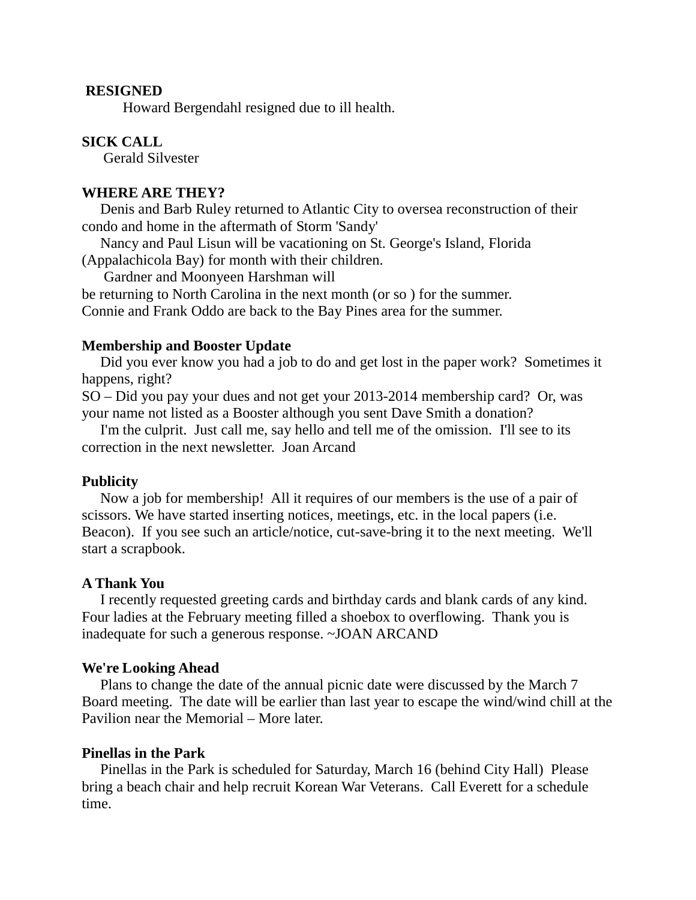**RESIGNED**

Howard Bergendahl resigned due to ill health.

**SICK CALL**

Gerald Silvester

**WHERE ARE THEY?**

Denis and Barb Ruley returned to Atlantic City to oversea reconstruction of their condo and home in the aftermath of Storm 'Sandy'

Nancy and Paul Lisun will be vacationing on St. George's Island, Florida (Appalachicola Bay) for month with their children.

Gardner and Moonyeen Harshman will be returning to North Carolina in the next month (or so ) for the summer.

Connie and Frank Oddo are back to the Bay Pines area for the summer.

**Membership and Booster Update**

Did you ever know you had a job to do and get lost in the paper work? Sometimes it happens, right?

SO – Did you pay your dues and not get your 2013-2014 membership card? Or, was your name not listed as a Booster although you sent Dave Smith a donation?

I'm the culprit. Just call me, say hello and tell me of the omission. I'll see to its correction in the next newsletter. Joan Arcand

**Publicity**

Now a job for membership! All it requires of our members is the use of a pair of scissors. We have started inserting notices, meetings, etc. in the local papers (i.e. Beacon). If you see such an article/notice, cut-save-bring it to the next meeting. We'll start a scrapbook.

**A Thank You**

I recently requested greeting cards and birthday cards and blank cards of any kind. Four ladies at the February meeting filled a shoebox to overflowing. Thank you is inadequate for such a generous response. ~JOAN ARCAND

**We're Looking Ahead**

Plans to change the date of the annual picnic date were discussed by the March 7 Board meeting. The date will be earlier than last year to escape the wind/wind chill at the Pavilion near the Memorial – More later.

**Pinellas in the Park**

Pinellas in the Park is scheduled for Saturday, March 16 (behind City Hall) Please bring a beach chair and help recruit Korean War Veterans. Call Everett for a schedule time.